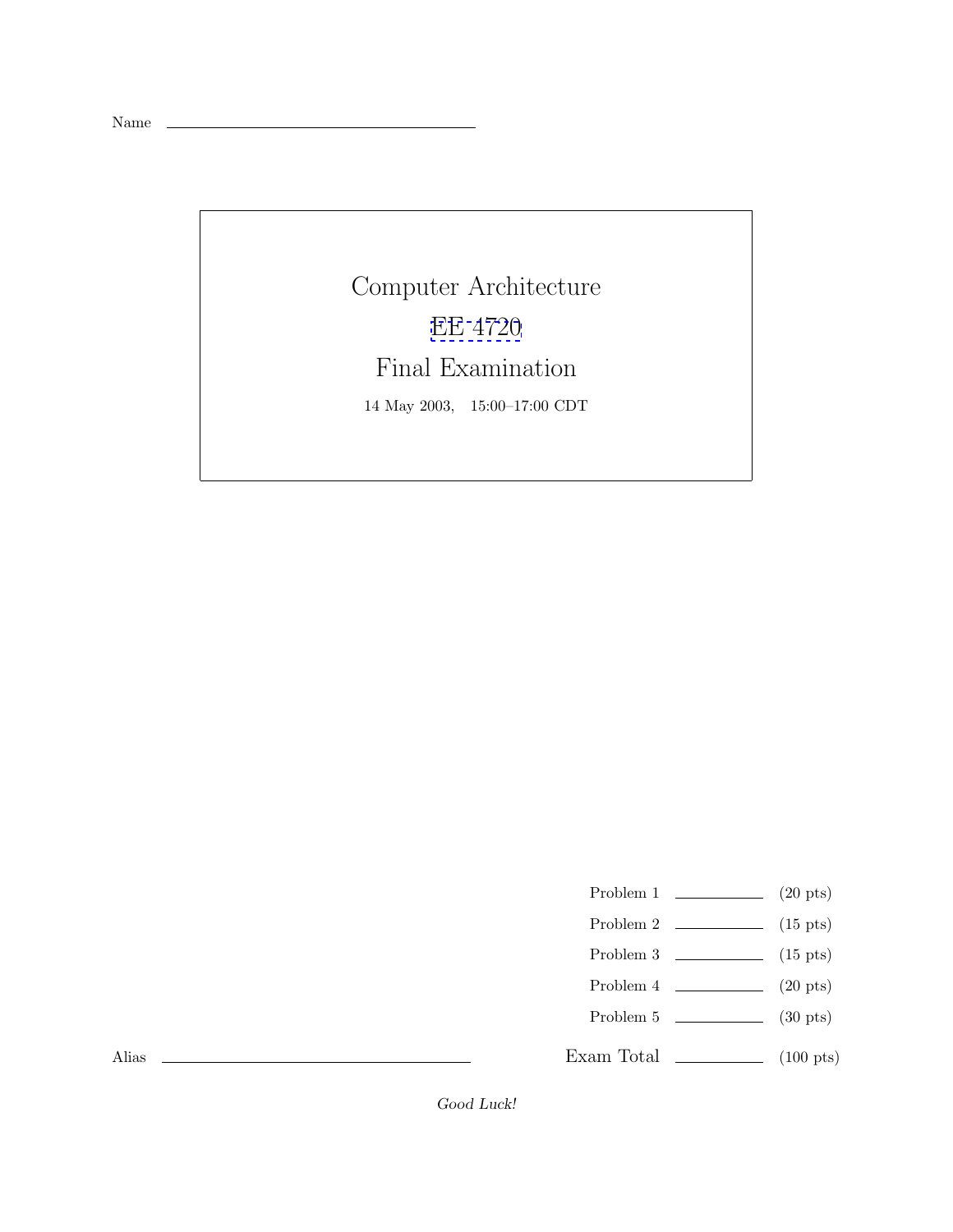Name \_\_\_\_\_\_\_\_\_\_\_\_\_\_\_\_\_\_\_\_\_\_\_\_\_\_\_\_\_\_

# Computer Architecture

# EE 4720

# Final Examination

14 May 2003, 15:00–17:00 CDT

| | | |
|---|---|---|
| Problem 1 | \_\_\_\_\_\_\_\_ | (20 pts) |
| Problem 2 | \_\_\_\_\_\_\_\_ | (15 pts) |
| Problem 3 | \_\_\_\_\_\_\_\_ | (15 pts) |
| Problem 4 | \_\_\_\_\_\_\_\_ | (20 pts) |
| Problem 5 | \_\_\_\_\_\_\_\_ | (30 pts) |
| Exam Total | \_\_\_\_\_\_\_\_ | (100 pts) |

Alias \_\_\_\_\_\_\_\_\_\_\_\_\_\_\_\_\_\_\_\_\_\_\_\_\_\_\_\_\_\_

*Good Luck!*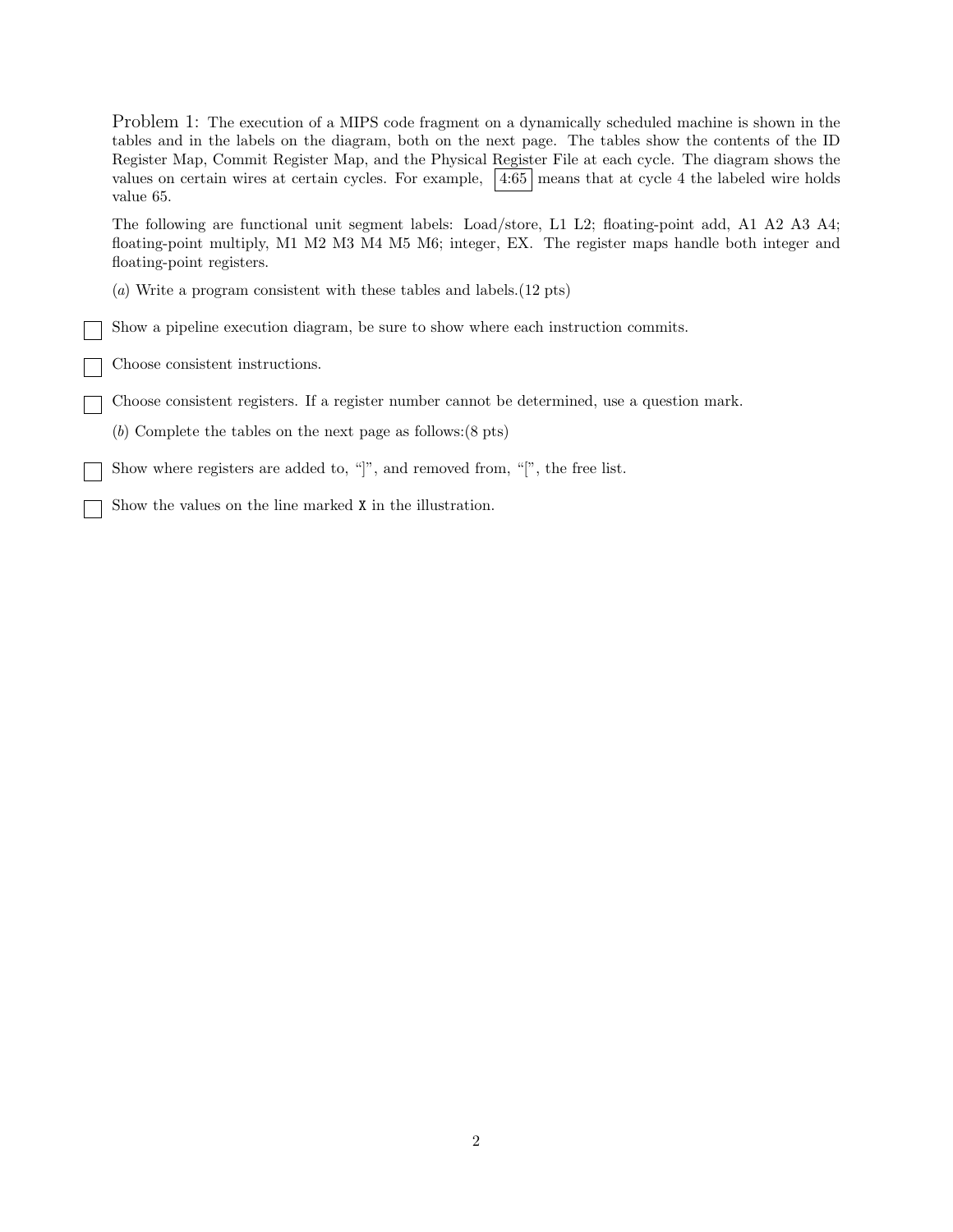Problem 1: The execution of a MIPS code fragment on a dynamically scheduled machine is shown in the tables and in the labels on the diagram, both on the next page. The tables show the contents of the ID Register Map, Commit Register Map, and the Physical Register File at each cycle. The diagram shows the values on certain wires at certain cycles. For example, 4:65 means that at cycle 4 the labeled wire holds value 65.

The following are functional unit segment labels: Load/store, L1 L2; floating-point add, A1 A2 A3 A4; floating-point multiply, M1 M2 M3 M4 M5 M6; integer, EX. The register maps handle both integer and floating-point registers.

(*a*) Write a program consistent with these tables and labels.(12 pts)

- [ ] Show a pipeline execution diagram, be sure to show where each instruction commits.
- [ ] Choose consistent instructions.
- [ ] Choose consistent registers. If a register number cannot be determined, use a question mark.

(*b*) Complete the tables on the next page as follows:(8 pts)

- [ ] Show where registers are added to, "]", and removed from, "[", the free list.
- [ ] Show the values on the line marked `X` in the illustration.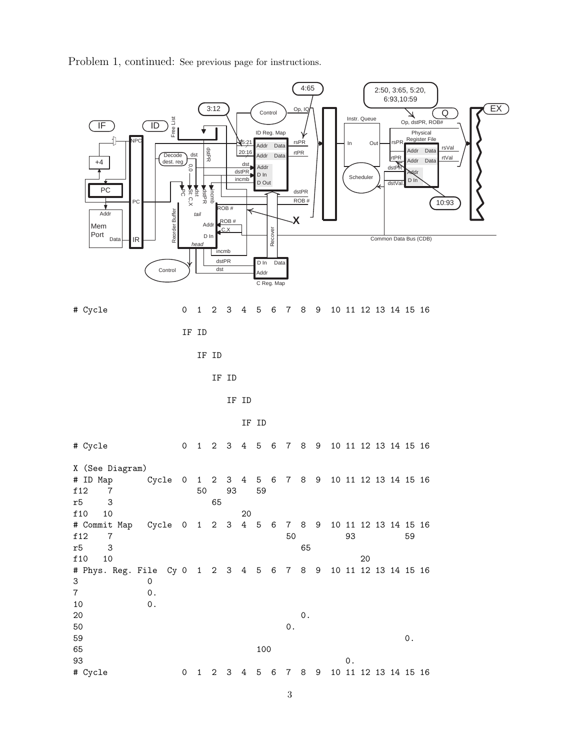Problem 1, continued: See previous page for instructions.

```
# Cycle              0  1  2  3  4  5  6  7  8  9  10 11 12 13 14 15 16

                     IF ID

                        IF ID

                           IF ID

                              IF ID

                                 IF ID

# Cycle              0  1  2  3  4  5  6  7  8  9  10 11 12 13 14 15 16

X (See Diagram)
# ID Map       Cycle 0  1  2  3  4  5  6  7  8  9  10 11 12 13 14 15 16
f12    7                50    93    59
r5     3                   65
f10    10                        20
# Commit Map   Cycle 0  1  2  3  4  5  6  7  8  9  10 11 12 13 14 15 16
f12    7                                  50          93          59
r5     3                                     65
f10    10                                                20
# Phys. Reg. File  Cy 0  1  2  3  4  5  6  7  8  9  10 11 12 13 14 15 16
3              0
7              0.
10             0.
20                                           0.
50                                        0.
59                                                                0.
65                                  100
93                                                     0.
# Cycle              0  1  2  3  4  5  6  7  8  9  10 11 12 13 14 15 16
```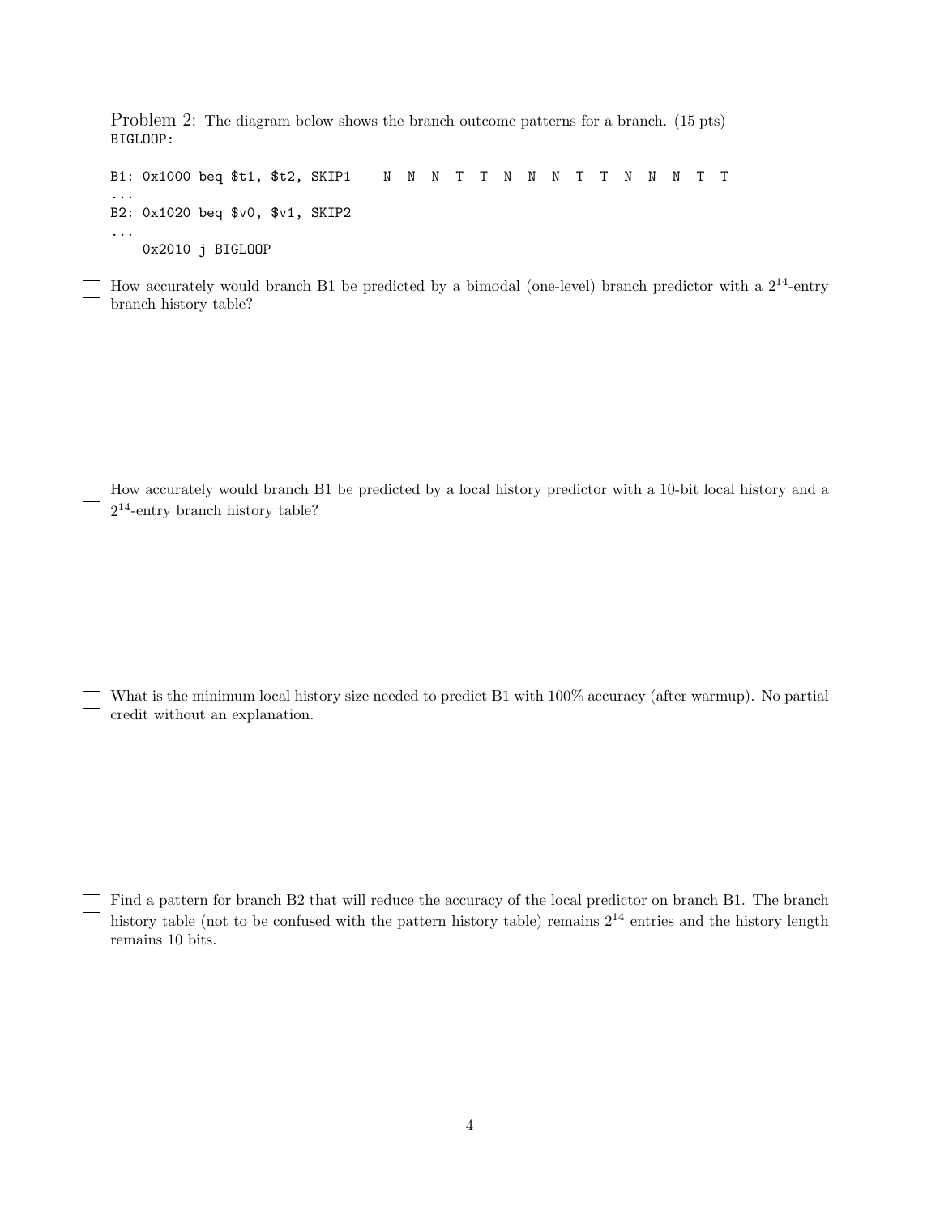Problem 2: The diagram below shows the branch outcome patterns for a branch. (15 pts)

```
BIGLOOP:

B1: 0x1000 beq $t1, $t2, SKIP1    N  N  N  T  T  N  N  N  T  T  N  N  N  T  T
...
B2: 0x1020 beq $v0, $v1, SKIP2
...
    0x2010 j BIGLOOP
```

☐ How accurately would branch B1 be predicted by a bimodal (one-level) branch predictor with a $2^{14}$-entry branch history table?

☐ How accurately would branch B1 be predicted by a local history predictor with a 10-bit local history and a $2^{14}$-entry branch history table?

☐ What is the minimum local history size needed to predict B1 with 100% accuracy (after warmup). No partial credit without an explanation.

☐ Find a pattern for branch B2 that will reduce the accuracy of the local predictor on branch B1. The branch history table (not to be confused with the pattern history table) remains $2^{14}$ entries and the history length remains 10 bits.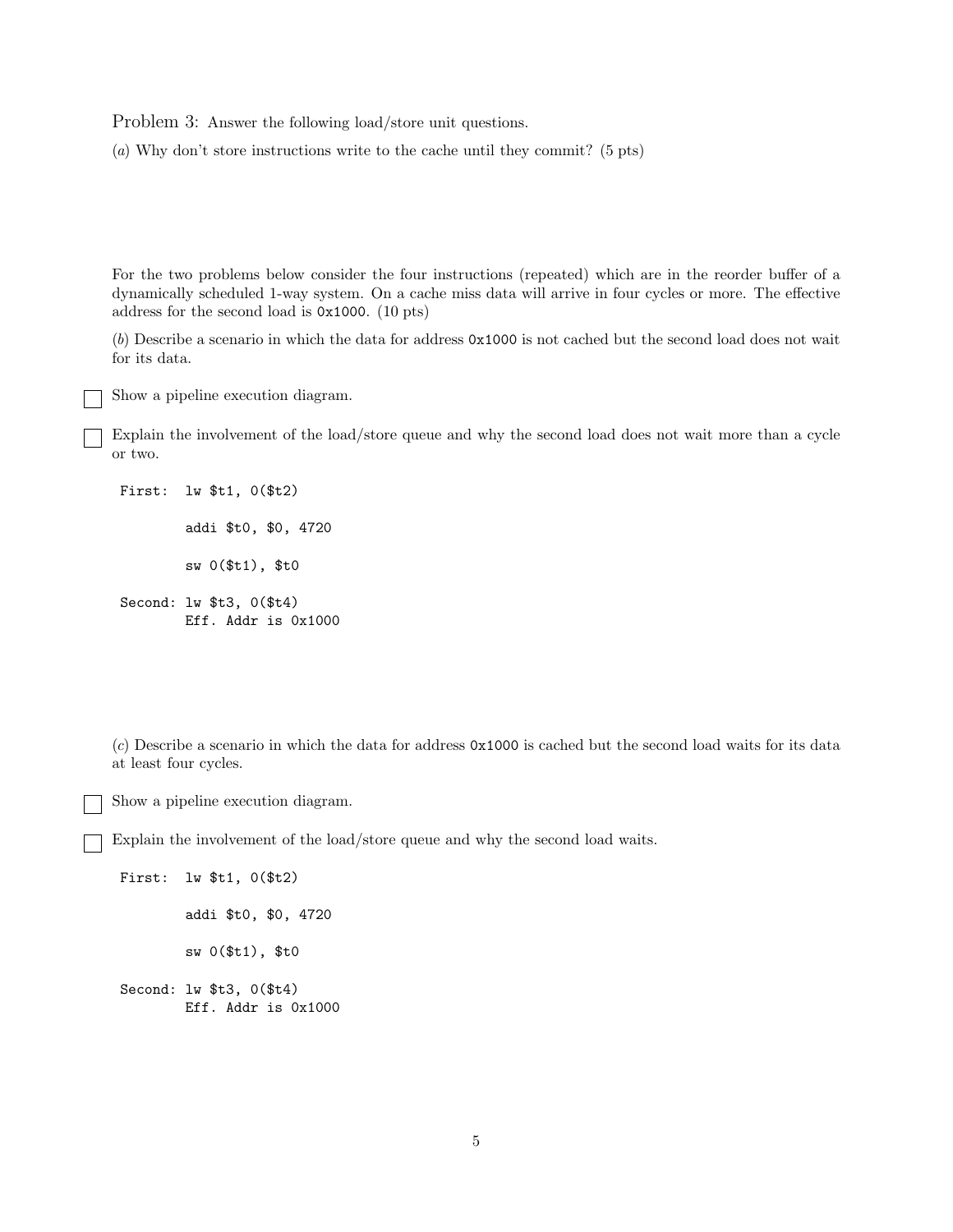Problem 3: Answer the following load/store unit questions.

(*a*) Why don't store instructions write to the cache until they commit? (5 pts)

For the two problems below consider the four instructions (repeated) which are in the reorder buffer of a dynamically scheduled 1-way system. On a cache miss data will arrive in four cycles or more. The effective address for the second load is `0x1000`. (10 pts)

(*b*) Describe a scenario in which the data for address `0x1000` is not cached but the second load does not wait for its data.

☐ Show a pipeline execution diagram.

☐ Explain the involvement of the load/store queue and why the second load does not wait more than a cycle or two.

```
First:  lw $t1, 0($t2)

        addi $t0, $0, 4720

        sw 0($t1), $t0

Second: lw $t3, 0($t4)
        Eff. Addr is 0x1000
```

(*c*) Describe a scenario in which the data for address `0x1000` is cached but the second load waits for its data at least four cycles.

☐ Show a pipeline execution diagram.

☐ Explain the involvement of the load/store queue and why the second load waits.

```
First:  lw $t1, 0($t2)

        addi $t0, $0, 4720

        sw 0($t1), $t0

Second: lw $t3, 0($t4)
        Eff. Addr is 0x1000
```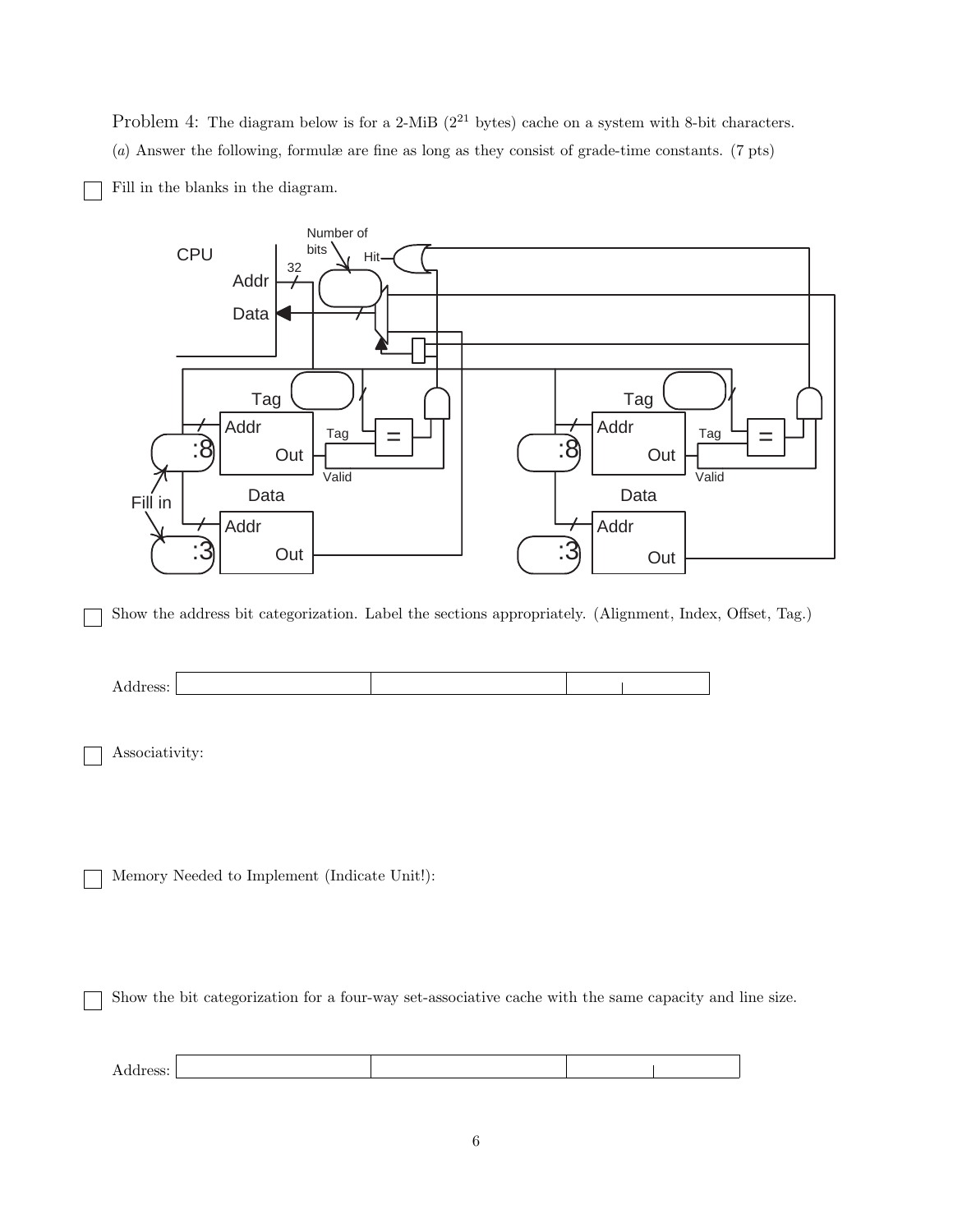Problem 4: The diagram below is for a 2-MiB ($2^{21}$ bytes) cache on a system with 8-bit characters.

(*a*) Answer the following, formulæ are fine as long as they consist of grade-time constants. (7 pts)

☐ Fill in the blanks in the diagram.

CPU

Addr

Data

32

Number of bits

Hit

Tag

Addr

Out

Tag

Valid

=

:8

Data

Addr

Out

:3

Fill in

Tag

Addr

Out

Tag

Valid

=

:8

Data

Addr

Out

:3

☐ Show the address bit categorization. Label the sections appropriately. (Alignment, Index, Offset, Tag.)

Address: | | | | |

☐ Associativity:

☐ Memory Needed to Implement (Indicate Unit!):

☐ Show the bit categorization for a four-way set-associative cache with the same capacity and line size.

Address: | | | | |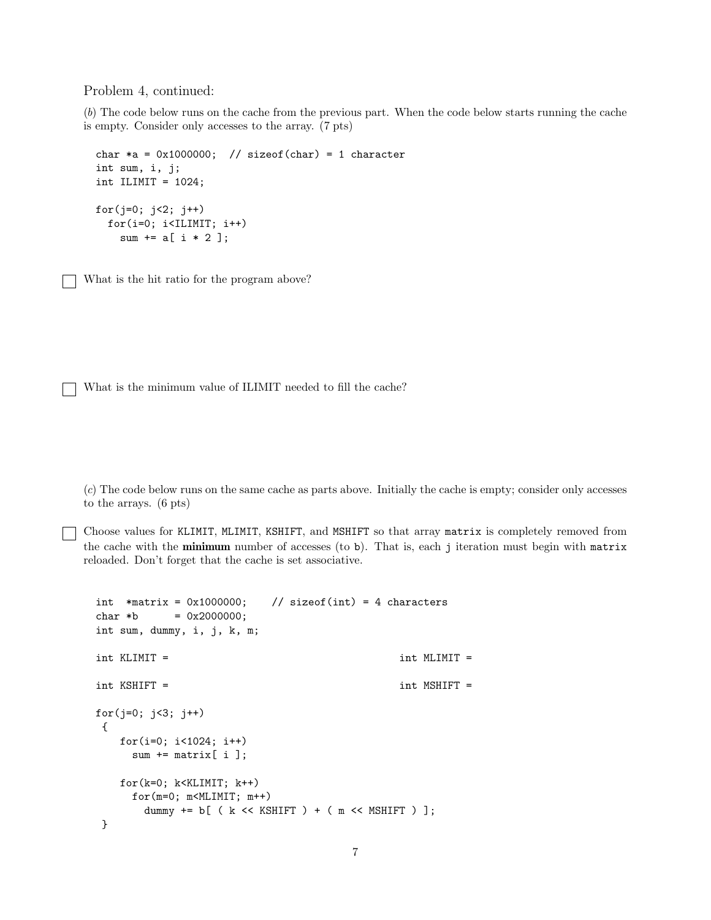Problem 4, continued:

(*b*) The code below runs on the cache from the previous part. When the code below starts running the cache is empty. Consider only accesses to the array. (7 pts)

```
char *a = 0x1000000;  // sizeof(char) = 1 character
int sum, i, j;
int ILIMIT = 1024;

for(j=0; j<2; j++)
  for(i=0; i<ILIMIT; i++)
    sum += a[ i * 2 ];
```

☐ What is the hit ratio for the program above?

☐ What is the minimum value of ILIMIT needed to fill the cache?

(*c*) The code below runs on the same cache as parts above. Initially the cache is empty; consider only accesses to the arrays. (6 pts)

☐ Choose values for KLIMIT, MLIMIT, KSHIFT, and MSHIFT so that array matrix is completely removed from the cache with the **minimum** number of accesses (to b). That is, each j iteration must begin with matrix reloaded. Don't forget that the cache is set associative.

```
int  *matrix = 0x1000000;    // sizeof(int) = 4 characters
char *b      = 0x2000000;
int sum, dummy, i, j, k, m;

int KLIMIT =                                        int MLIMIT =

int KSHIFT =                                        int MSHIFT =

for(j=0; j<3; j++)
 {
    for(i=0; i<1024; i++)
      sum += matrix[ i ];

    for(k=0; k<KLIMIT; k++)
      for(m=0; m<MLIMIT; m++)
        dummy += b[ ( k << KSHIFT ) + ( m << MSHIFT ) ];
 }
```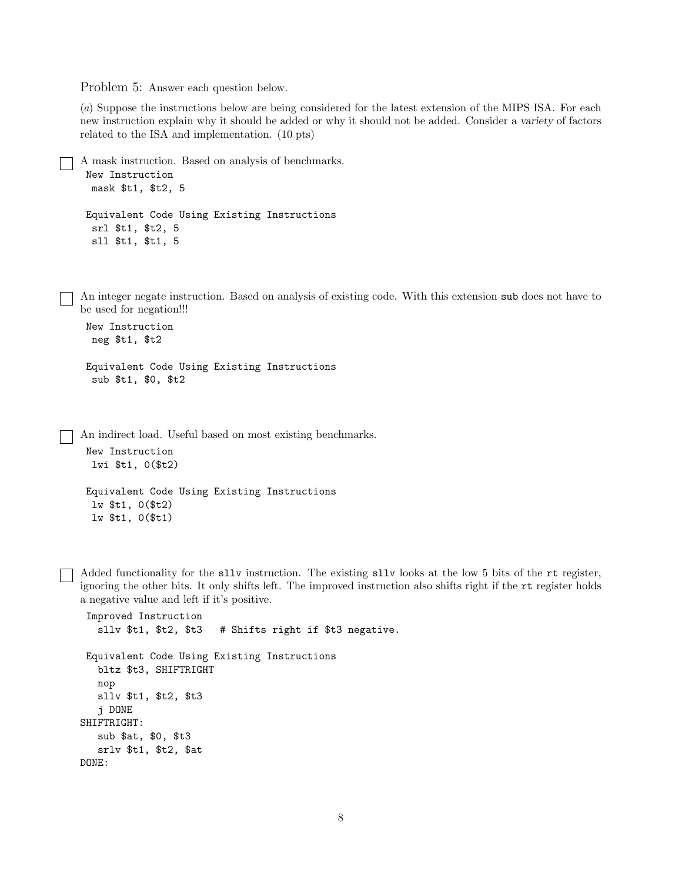Problem 5: Answer each question below.

(*a*) Suppose the instructions below are being considered for the latest extension of the MIPS ISA. For each new instruction explain why it should be added or why it should not be added. Consider a *variety* of factors related to the ISA and implementation. (10 pts)

☐ A mask instruction. Based on analysis of benchmarks.

```
New Instruction
  mask $t1, $t2, 5

Equivalent Code Using Existing Instructions
  srl $t1, $t2, 5
  sll $t1, $t1, 5
```

☐ An integer negate instruction. Based on analysis of existing code. With this extension `sub` does not have to be used for negation!!!

```
New Instruction
  neg $t1, $t2

Equivalent Code Using Existing Instructions
  sub $t1, $0, $t2
```

☐ An indirect load. Useful based on most existing benchmarks.

```
New Instruction
  lwi $t1, 0($t2)

Equivalent Code Using Existing Instructions
  lw $t1, 0($t2)
  lw $t1, 0($t1)
```

☐ Added functionality for the `sllv` instruction. The existing `sllv` looks at the low 5 bits of the `rt` register, ignoring the other bits. It only shifts left. The improved instruction also shifts right if the `rt` register holds a negative value and left if it's positive.

```
 Improved Instruction
   sllv $t1, $t2, $t3   # Shifts right if $t3 negative.

 Equivalent Code Using Existing Instructions
   bltz $t3, SHIFTRIGHT
   nop
   sllv $t1, $t2, $t3
   j DONE
SHIFTRIGHT:
   sub $at, $0, $t3
   srlv $t1, $t2, $at
DONE:
```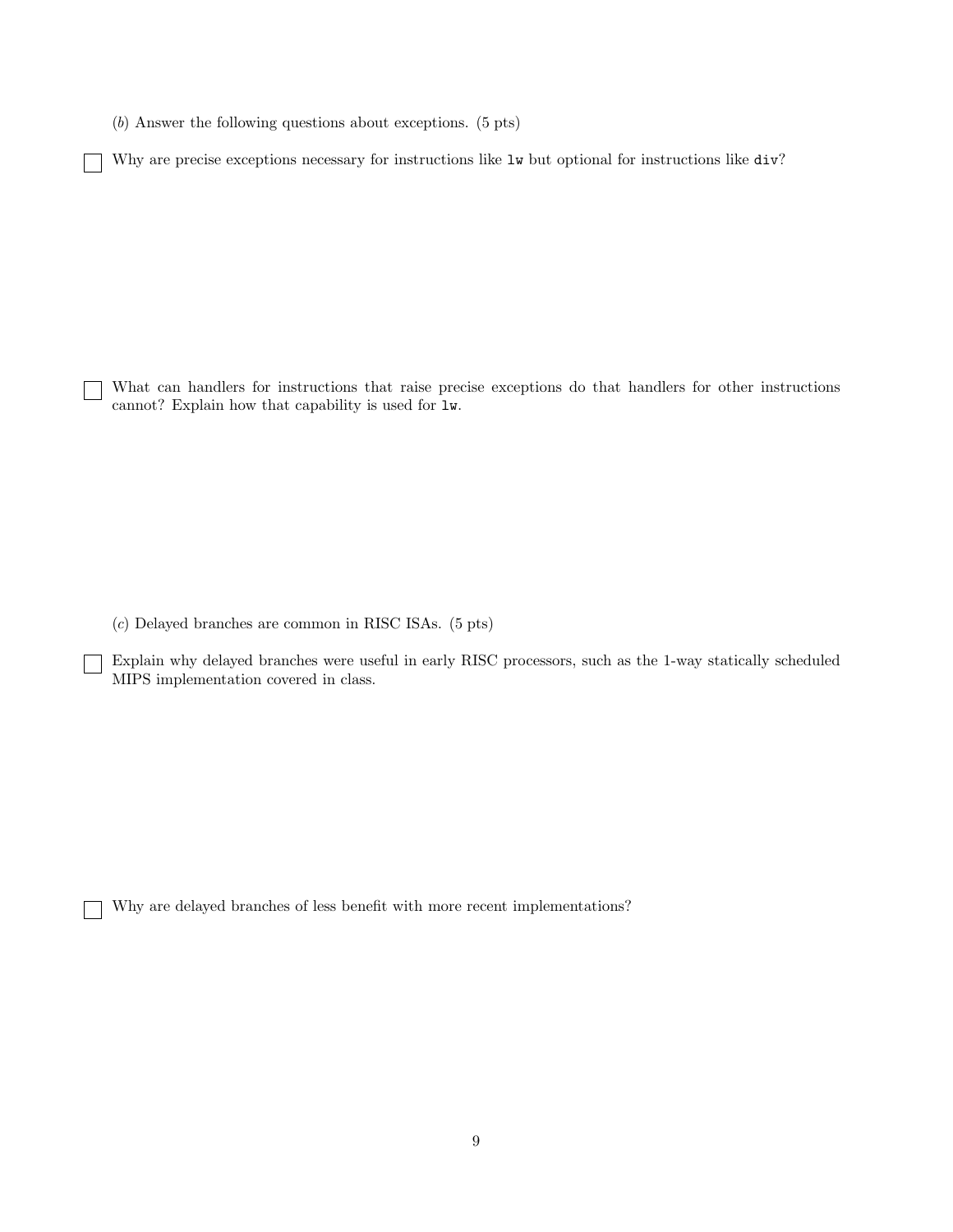(*b*) Answer the following questions about exceptions. (5 pts)

☐ Why are precise exceptions necessary for instructions like `lw` but optional for instructions like `div`?

☐ What can handlers for instructions that raise precise exceptions do that handlers for other instructions cannot? Explain how that capability is used for `lw`.

(*c*) Delayed branches are common in RISC ISAs. (5 pts)

☐ Explain why delayed branches were useful in early RISC processors, such as the 1-way statically scheduled MIPS implementation covered in class.

☐ Why are delayed branches of less benefit with more recent implementations?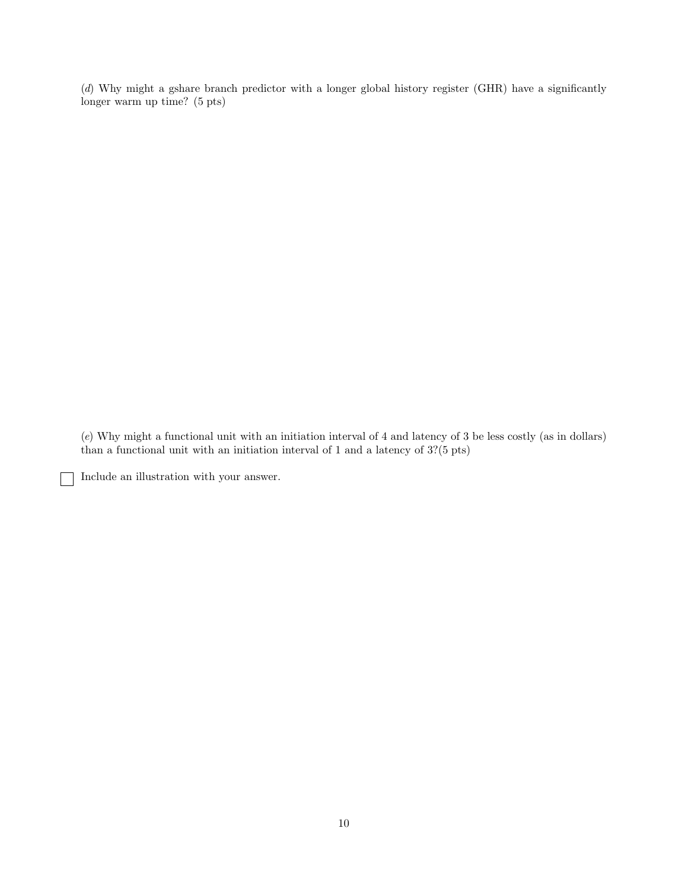(*d*) Why might a gshare branch predictor with a longer global history register (GHR) have a significantly longer warm up time? (5 pts)

(*e*) Why might a functional unit with an initiation interval of 4 and latency of 3 be less costly (as in dollars) than a functional unit with an initiation interval of 1 and a latency of 3?(5 pts)

☐ Include an illustration with your answer.